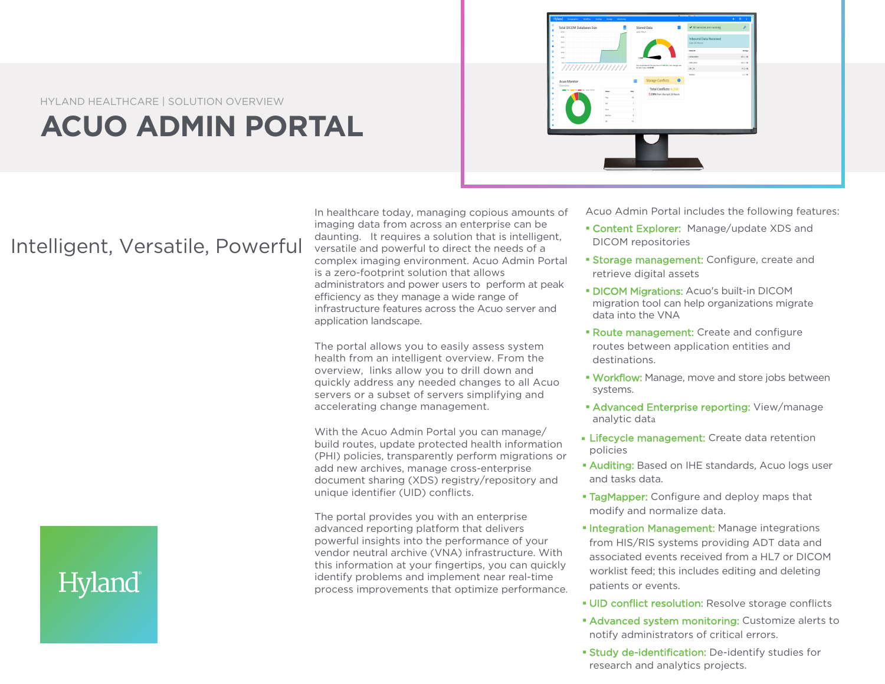HYLAND HEALTHCARE | SOLUTION OVERVIEW

# ACUO ADMIN PORTAL

## Intelligent, Versatile, Powerful

In healthcare today, managing copious amounts of imaging data from across an enterprise can be daunting. It requires a solution that is intelligent, versatile and powerful to direct the needs of a complex imaging environment. Acuo Admin Portal is a zero-footprint solution that allows administrators and power users to perform at peak efficiency as they manage a wide range of infrastructure features across the Acuo server and application landscape.

The portal allows you to easily assess system health from an intelligent overview. From the overview, links allow you to drill down and quickly address any needed changes to all Acuo servers or a subset of servers simplifying and accelerating change management.

With the Acuo Admin Portal you can manage/build routes, update protected health information (PHI) policies, transparently perform migrations or add new archives, manage cross-enterprise document sharing (XDS) registry/repository and unique identifier (UID) conflicts.

The portal provides you with an enterprise advanced reporting platform that delivers powerful insights into the performance of your vendor neutral archive (VNA) infrastructure. With this information at your fingertips, you can quickly identify problems and implement near real-time process improvements that optimize performance.

Acuo Admin Portal includes the following features:

- **Content Explorer:** Manage/update XDS and DICOM repositories
- **Storage management:** Configure, create and retrieve digital assets
- **DICOM Migrations:** Acuo's built-in DICOM migration tool can help organizations migrate data into the VNA
- **Route management:** Create and configure routes between application entities and destinations.
- **Workflow:** Manage, move and store jobs between systems.
- **Advanced Enterprise reporting:** View/manage analytic data
- **Lifecycle management:** Create data retention policies
- **Auditing:** Based on IHE standards, Acuo logs user and tasks data.
- **TagMapper:** Configure and deploy maps that modify and normalize data.
- **Integration Management:** Manage integrations from HIS/RIS systems providing ADT data and associated events received from a HL7 or DICOM worklist feed; this includes editing and deleting patients or events.
- **UID conflict resolution:** Resolve storage conflicts
- **Advanced system monitoring:** Customize alerts to notify administrators of critical errors.
- **Study de-identification:** De-identify studies for research and analytics projects.

Hyland®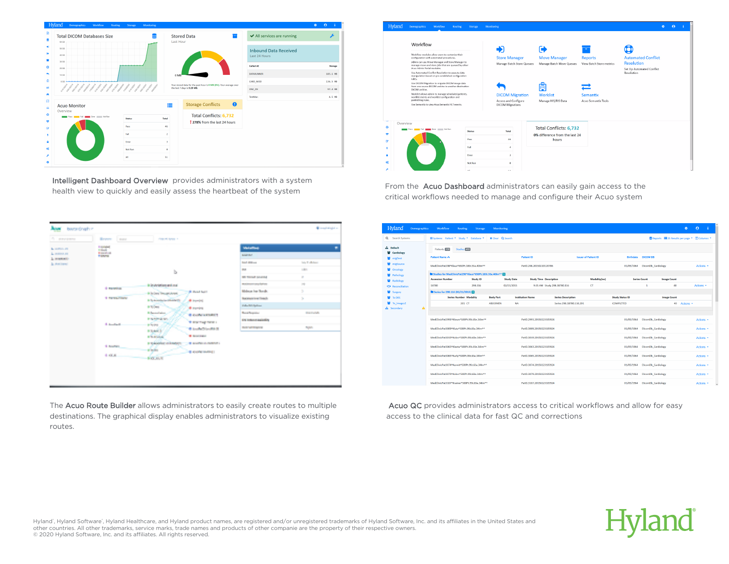**Intelligent Dashboard Overview** provides administrators with a system health view to quickly and easily assess the heartbeat of the system

From the **Acuo Dashboard** administrators can easily gain access to the critical workflows needed to manage and configure their Acuo system

The **Acuo Route Builder** allows administrators to easily create routes to multiple destinations. The graphical display enables administrators to visualize existing routes.

**Acuo QC** provides administrators access to critical workflows and allow for easy access to the clinical data for fast QC and corrections

Hyland®, Hyland Software®, Hyland Healthcare, and Hyland product names, are registered and/or unregistered trademarks of Hyland Software, Inc. and its affiliates in the United States and other countries. All other trademarks, service marks, trade names and products of other companie are the property of their respective owners.
© 2020 Hyland Software, Inc. and its affiliates. All rights reserved.

Hyland®